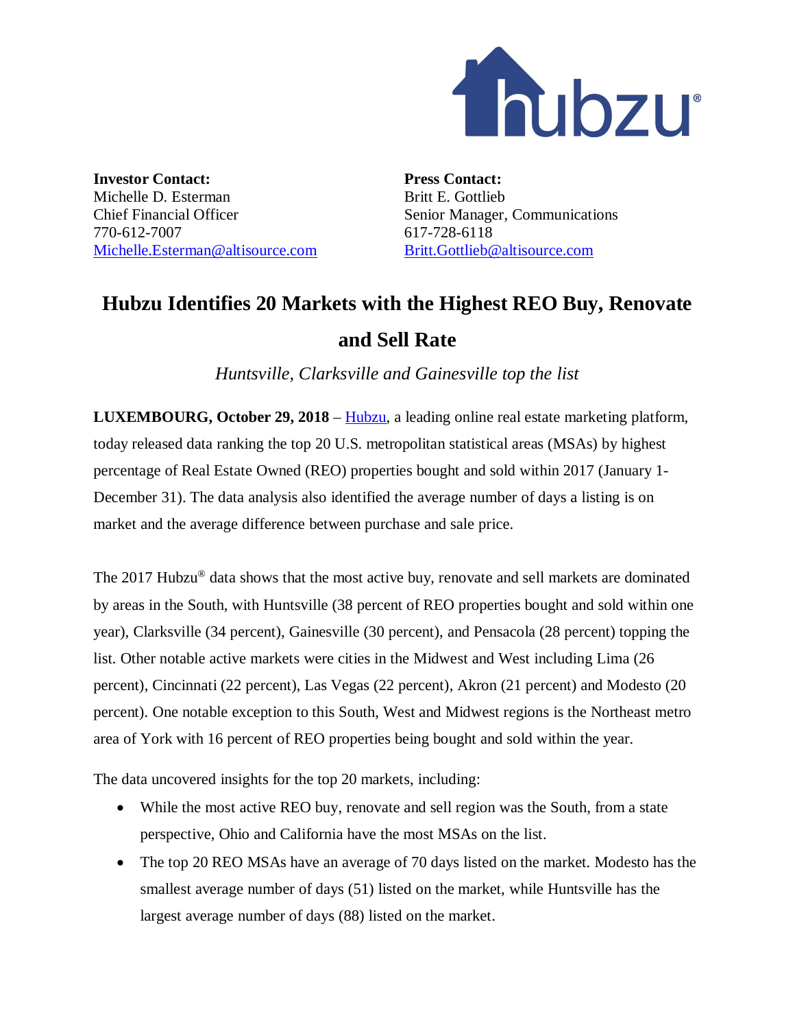**Investor Contact:**
Michelle D. Esterman
Chief Financial Officer
770-612-7007
Michelle.Esterman@altisource.com

**Press Contact:**
Britt E. Gottlieb
Senior Manager, Communications
617-728-6118
Britt.Gottlieb@altisource.com

# Hubzu Identifies 20 Markets with the Highest REO Buy, Renovate and Sell Rate

*Huntsville, Clarksville and Gainesville top the list*

**LUXEMBOURG, October 29, 2018** – Hubzu, a leading online real estate marketing platform, today released data ranking the top 20 U.S. metropolitan statistical areas (MSAs) by highest percentage of Real Estate Owned (REO) properties bought and sold within 2017 (January 1-December 31). The data analysis also identified the average number of days a listing is on market and the average difference between purchase and sale price.

The 2017 Hubzu® data shows that the most active buy, renovate and sell markets are dominated by areas in the South, with Huntsville (38 percent of REO properties bought and sold within one year), Clarksville (34 percent), Gainesville (30 percent), and Pensacola (28 percent) topping the list. Other notable active markets were cities in the Midwest and West including Lima (26 percent), Cincinnati (22 percent), Las Vegas (22 percent), Akron (21 percent) and Modesto (20 percent). One notable exception to this South, West and Midwest regions is the Northeast metro area of York with 16 percent of REO properties being bought and sold within the year.

The data uncovered insights for the top 20 markets, including:

- While the most active REO buy, renovate and sell region was the South, from a state perspective, Ohio and California have the most MSAs on the list.
- The top 20 REO MSAs have an average of 70 days listed on the market. Modesto has the smallest average number of days (51) listed on the market, while Huntsville has the largest average number of days (88) listed on the market.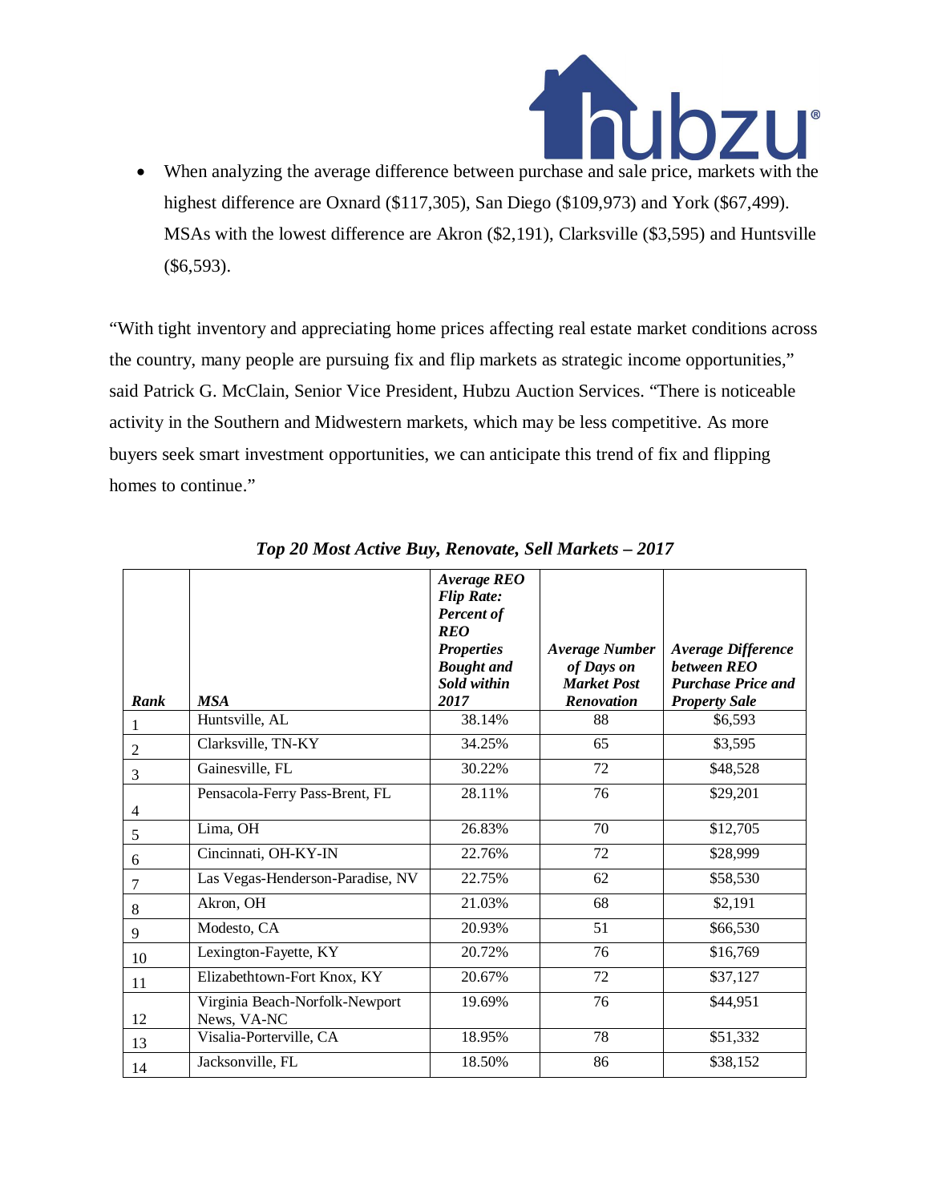- When analyzing the average difference between purchase and sale price, markets with the highest difference are Oxnard ($117,305), San Diego ($109,973) and York ($67,499). MSAs with the lowest difference are Akron ($2,191), Clarksville ($3,595) and Huntsville ($6,593).

"With tight inventory and appreciating home prices affecting real estate market conditions across the country, many people are pursuing fix and flip markets as strategic income opportunities," said Patrick G. McClain, Senior Vice President, Hubzu Auction Services. "There is noticeable activity in the Southern and Midwestern markets, which may be less competitive. As more buyers seek smart investment opportunities, we can anticipate this trend of fix and flipping homes to continue."

***Top 20 Most Active Buy, Renovate, Sell Markets – 2017***

| ***Rank*** | ***MSA*** | ***Average REO Flip Rate: Percent of REO Properties Bought and Sold within 2017*** | ***Average Number of Days on Market Post Renovation*** | ***Average Difference between REO Purchase Price and Property Sale*** |
|---|---|---|---|---|
| 1 | Huntsville, AL | 38.14% | 88 | $6,593 |
| 2 | Clarksville, TN-KY | 34.25% | 65 | $3,595 |
| 3 | Gainesville, FL | 30.22% | 72 | $48,528 |
| 4 | Pensacola-Ferry Pass-Brent, FL | 28.11% | 76 | $29,201 |
| 5 | Lima, OH | 26.83% | 70 | $12,705 |
| 6 | Cincinnati, OH-KY-IN | 22.76% | 72 | $28,999 |
| 7 | Las Vegas-Henderson-Paradise, NV | 22.75% | 62 | $58,530 |
| 8 | Akron, OH | 21.03% | 68 | $2,191 |
| 9 | Modesto, CA | 20.93% | 51 | $66,530 |
| 10 | Lexington-Fayette, KY | 20.72% | 76 | $16,769 |
| 11 | Elizabethtown-Fort Knox, KY | 20.67% | 72 | $37,127 |
| 12 | Virginia Beach-Norfolk-Newport News, VA-NC | 19.69% | 76 | $44,951 |
| 13 | Visalia-Porterville, CA | 18.95% | 78 | $51,332 |
| 14 | Jacksonville, FL | 18.50% | 86 | $38,152 |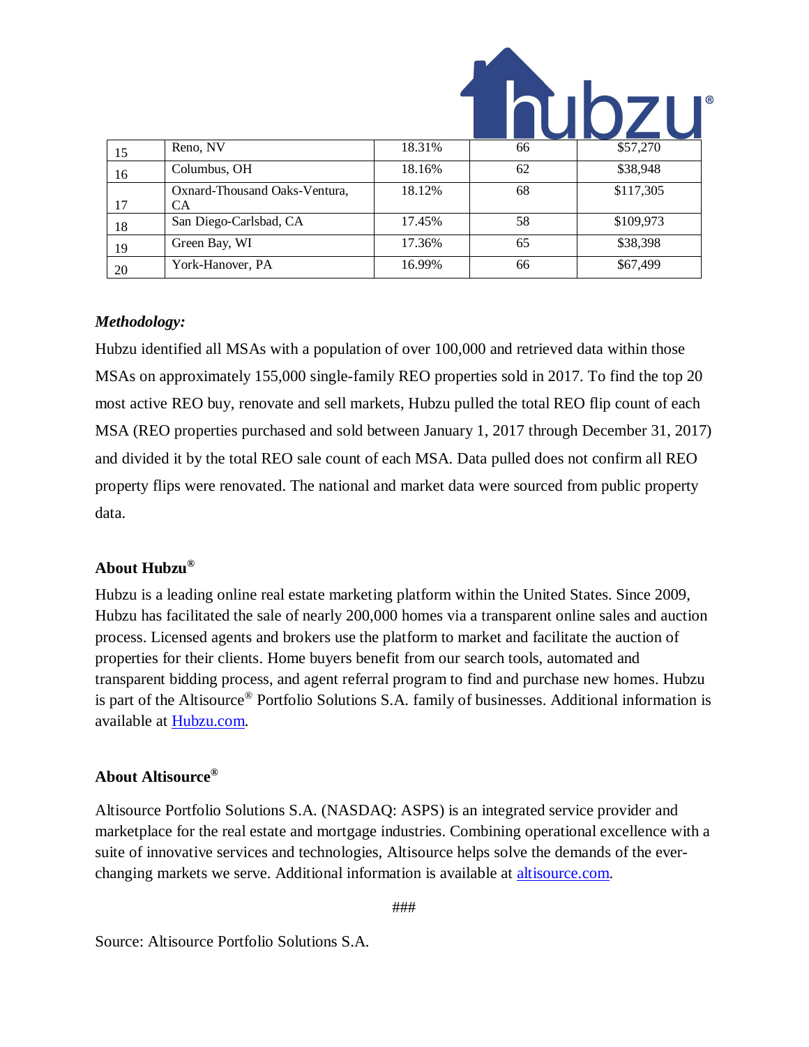| | | | | |
|---|---|---|---|---|
| 15 | Reno, NV | 18.31% | 66 | $57,270 |
| 16 | Columbus, OH | 18.16% | 62 | $38,948 |
| 17 | Oxnard-Thousand Oaks-Ventura, CA | 18.12% | 68 | $117,305 |
| 18 | San Diego-Carlsbad, CA | 17.45% | 58 | $109,973 |
| 19 | Green Bay, WI | 17.36% | 65 | $38,398 |
| 20 | York-Hanover, PA | 16.99% | 66 | $67,499 |

***Methodology:***

Hubzu identified all MSAs with a population of over 100,000 and retrieved data within those MSAs on approximately 155,000 single-family REO properties sold in 2017. To find the top 20 most active REO buy, renovate and sell markets, Hubzu pulled the total REO flip count of each MSA (REO properties purchased and sold between January 1, 2017 through December 31, 2017) and divided it by the total REO sale count of each MSA. Data pulled does not confirm all REO property flips were renovated. The national and market data were sourced from public property data.

**About Hubzu®**

Hubzu is a leading online real estate marketing platform within the United States. Since 2009, Hubzu has facilitated the sale of nearly 200,000 homes via a transparent online sales and auction process. Licensed agents and brokers use the platform to market and facilitate the auction of properties for their clients. Home buyers benefit from our search tools, automated and transparent bidding process, and agent referral program to find and purchase new homes. Hubzu is part of the Altisource® Portfolio Solutions S.A. family of businesses. Additional information is available at [Hubzu.com](Hubzu.com).

**About Altisource®**

Altisource Portfolio Solutions S.A. (NASDAQ: ASPS) is an integrated service provider and marketplace for the real estate and mortgage industries. Combining operational excellence with a suite of innovative services and technologies, Altisource helps solve the demands of the ever-changing markets we serve. Additional information is available at [altisource.com](altisource.com).

###

Source: Altisource Portfolio Solutions S.A.